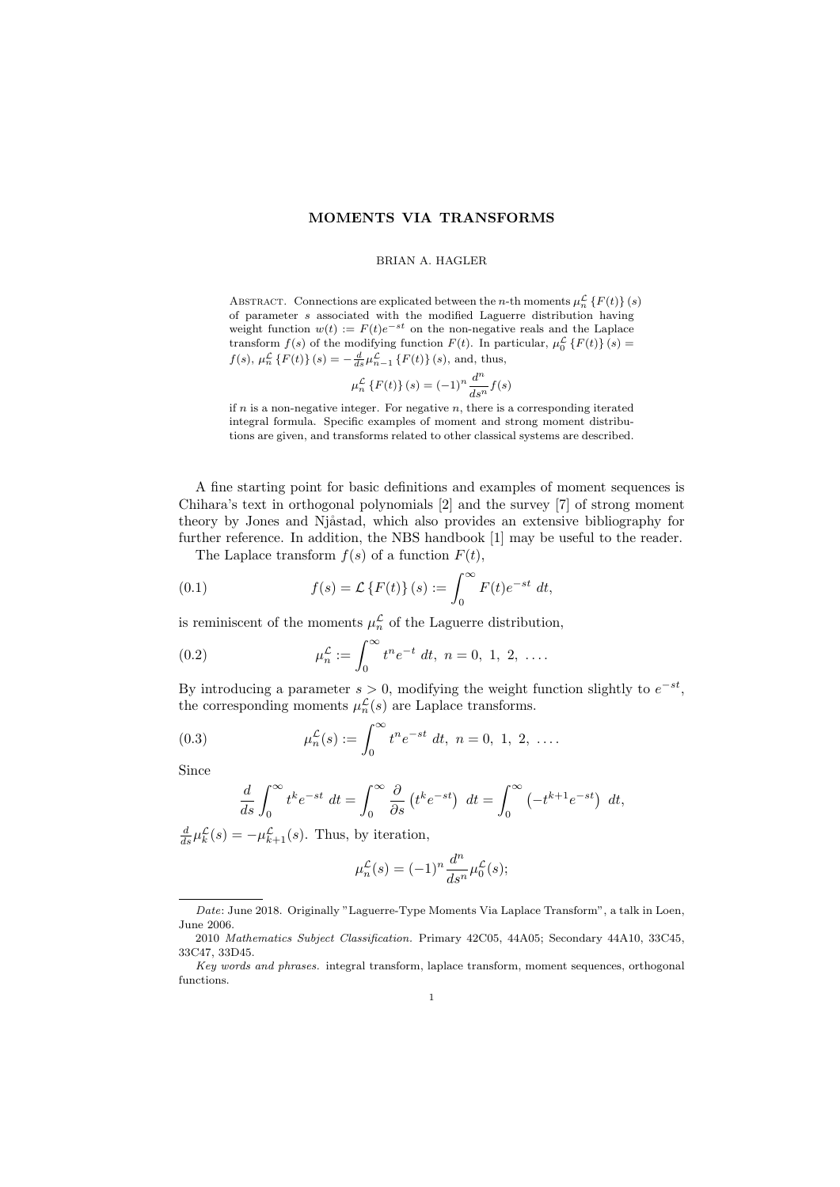# MOMENTS VIA TRANSFORMS

BRIAN A. HAGLER

Abstract. Connections are explicated between the $n$-th moments $\mu_n^{\mathcal{L}}\{F(t)\}(s)$ of parameter $s$ associated with the modified Laguerre distribution having weight function $w(t) := F(t)e^{-st}$ on the non-negative reals and the Laplace transform $f(s)$ of the modifying function $F(t)$. In particular, $\mu_0^{\mathcal{L}}\{F(t)\}(s) = f(s)$, $\mu_n^{\mathcal{L}}\{F(t)\}(s) = -\frac{d}{ds}\mu_{n-1}^{\mathcal{L}}\{F(t)\}(s)$, and, thus,

$$\mu_n^{\mathcal{L}}\{F(t)\}(s) = (-1)^n \frac{d^n}{ds^n} f(s)$$

if $n$ is a non-negative integer. For negative $n$, there is a corresponding iterated integral formula. Specific examples of moment and strong moment distributions are given, and transforms related to other classical systems are described.

A fine starting point for basic definitions and examples of moment sequences is Chihara's text in orthogonal polynomials [2] and the survey [7] of strong moment theory by Jones and Njåstad, which also provides an extensive bibliography for further reference. In addition, the NBS handbook [1] may be useful to the reader.

The Laplace transform $f(s)$ of a function $F(t)$,

$$f(s) = \mathcal{L}\{F(t)\}(s) := \int_0^\infty F(t)e^{-st}\ dt, \tag{0.1}$$

is reminiscent of the moments $\mu_n^{\mathcal{L}}$ of the Laguerre distribution,

$$\mu_n^{\mathcal{L}} := \int_0^\infty t^n e^{-t}\ dt,\ n = 0,\ 1,\ 2,\ \ldots. \tag{0.2}$$

By introducing a parameter $s > 0$, modifying the weight function slightly to $e^{-st}$, the corresponding moments $\mu_n^{\mathcal{L}}(s)$ are Laplace transforms.

$$\mu_n^{\mathcal{L}}(s) := \int_0^\infty t^n e^{-st}\ dt,\ n = 0,\ 1,\ 2,\ \ldots. \tag{0.3}$$

Since

$$\frac{d}{ds}\int_0^\infty t^k e^{-st}\ dt = \int_0^\infty \frac{\partial}{\partial s}\left(t^k e^{-st}\right)\ dt = \int_0^\infty \left(-t^{k+1}e^{-st}\right)\ dt,$$

$\frac{d}{ds}\mu_k^{\mathcal{L}}(s) = -\mu_{k+1}^{\mathcal{L}}(s)$. Thus, by iteration,

$$\mu_n^{\mathcal{L}}(s) = (-1)^n \frac{d^n}{ds^n}\mu_0^{\mathcal{L}}(s);$$

---

*Date*: June 2018. Originally "Laguerre-Type Moments Via Laplace Transform", a talk in Loen, June 2006.

2010 *Mathematics Subject Classification.* Primary 42C05, 44A05; Secondary 44A10, 33C45, 33C47, 33D45.

*Key words and phrases.* integral transform, laplace transform, moment sequences, orthogonal functions.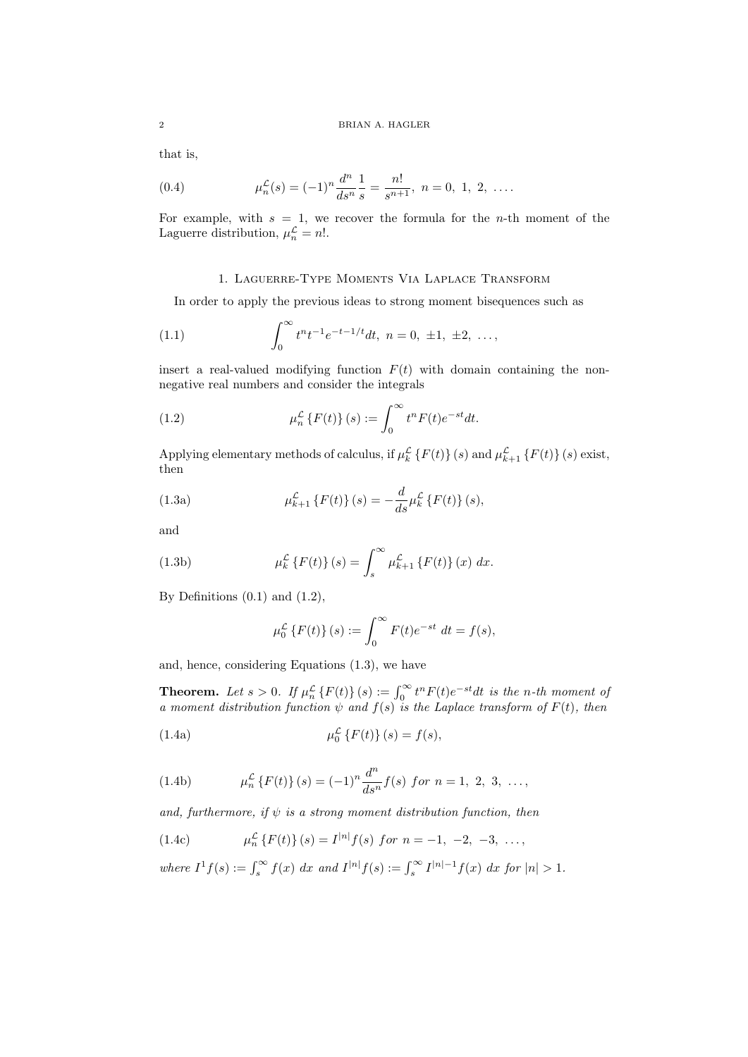that is,

$$\mu_n^{\mathcal{L}}(s) = (-1)^n \frac{d^n}{ds^n}\frac{1}{s} = \frac{n!}{s^{n+1}},\ n = 0,\ 1,\ 2,\ \ldots. \tag{0.4}$$

For example, with $s = 1$, we recover the formula for the $n$-th moment of the Laguerre distribution, $\mu_n^{\mathcal{L}} = n!$.

## 1. Laguerre-Type Moments Via Laplace Transform

In order to apply the previous ideas to strong moment bisequences such as

$$\int_0^\infty t^n t^{-1} e^{-t-1/t} dt,\ n = 0,\ \pm 1,\ \pm 2,\ \ldots, \tag{1.1}$$

insert a real-valued modifying function $F(t)$ with domain containing the non-negative real numbers and consider the integrals

$$\mu_n^{\mathcal{L}}\{F(t)\}(s) := \int_0^\infty t^n F(t) e^{-st} dt. \tag{1.2}$$

Applying elementary methods of calculus, if $\mu_k^{\mathcal{L}}\{F(t)\}(s)$ and $\mu_{k+1}^{\mathcal{L}}\{F(t)\}(s)$ exist, then

$$\mu_{k+1}^{\mathcal{L}}\{F(t)\}(s) = -\frac{d}{ds}\mu_k^{\mathcal{L}}\{F(t)\}(s), \tag{1.3a}$$

and

$$\mu_k^{\mathcal{L}}\{F(t)\}(s) = \int_s^\infty \mu_{k+1}^{\mathcal{L}}\{F(t)\}(x)\ dx. \tag{1.3b}$$

By Definitions (0.1) and (1.2),

$$\mu_0^{\mathcal{L}}\{F(t)\}(s) := \int_0^\infty F(t) e^{-st}\ dt = f(s),$$

and, hence, considering Equations (1.3), we have

**Theorem.** *Let $s > 0$. If $\mu_n^{\mathcal{L}}\{F(t)\}(s) := \int_0^\infty t^n F(t) e^{-st} dt$ is the n-th moment of a moment distribution function $\psi$ and $f(s)$ is the Laplace transform of $F(t)$, then*

$$\mu_0^{\mathcal{L}}\{F(t)\}(s) = f(s), \tag{1.4a}$$

$$\mu_n^{\mathcal{L}}\{F(t)\}(s) = (-1)^n \frac{d^n}{ds^n} f(s)\ \text{for}\ n = 1,\ 2,\ 3,\ \ldots, \tag{1.4b}$$

*and, furthermore, if $\psi$ is a strong moment distribution function, then*

$$\mu_n^{\mathcal{L}}\{F(t)\}(s) = I^{|n|} f(s)\ \text{for}\ n = -1,\ -2,\ -3,\ \ldots, \tag{1.4c}$$

*where $I^1 f(s) := \int_s^\infty f(x)\ dx$ and $I^{|n|} f(s) := \int_s^\infty I^{|n|-1} f(x)\ dx$ for $|n| > 1$.*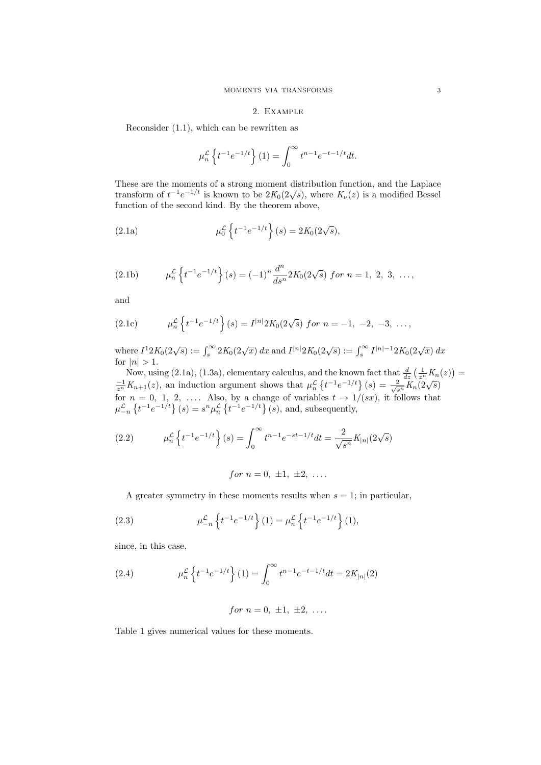## 2. Example

Reconsider (1.1), which can be rewritten as

$$\mu_n^{\mathcal{L}}\left\{t^{-1}e^{-1/t}\right\}(1) = \int_0^\infty t^{n-1}e^{-t-1/t}dt.$$

These are the moments of a strong moment distribution function, and the Laplace transform of $t^{-1}e^{-1/t}$ is known to be $2K_0(2\sqrt{s})$, where $K_\nu(z)$ is a modified Bessel function of the second kind. By the theorem above,

$$\mu_0^{\mathcal{L}}\left\{t^{-1}e^{-1/t}\right\}(s) = 2K_0(2\sqrt{s}), \tag{2.1a}$$

$$\mu_n^{\mathcal{L}}\left\{t^{-1}e^{-1/t}\right\}(s) = (-1)^n\frac{d^n}{ds^n}2K_0(2\sqrt{s})\ \ for\ n = 1,\ 2,\ 3,\ \ldots, \tag{2.1b}$$

and

$$\mu_n^{\mathcal{L}}\left\{t^{-1}e^{-1/t}\right\}(s) = I^{|n|}2K_0(2\sqrt{s})\ \ for\ n = -1,\ -2,\ -3,\ \ldots, \tag{2.1c}$$

where $I^1 2K_0(2\sqrt{s}) := \int_s^\infty 2K_0(2\sqrt{x})\,dx$ and $I^{|n|}2K_0(2\sqrt{s}) := \int_s^\infty I^{|n|-1}2K_0(2\sqrt{x})\,dx$ for $|n| > 1$.

Now, using (2.1a), (1.3a), elementary calculus, and the known fact that $\frac{d}{dz}\left(\frac{1}{z^n}K_n(z)\right) = \frac{-1}{z^n}K_{n+1}(z)$, an induction argument shows that $\mu_n^{\mathcal{L}}\left\{t^{-1}e^{-1/t}\right\}(s) = \frac{2}{\sqrt{s^n}}K_n(2\sqrt{s})$ for $n = 0,\ 1,\ 2,\ \ldots$. Also, by a change of variables $t \to 1/(sx)$, it follows that $\mu_{-n}^{\mathcal{L}}\left\{t^{-1}e^{-1/t}\right\}(s) = s^n\mu_n^{\mathcal{L}}\left\{t^{-1}e^{-1/t}\right\}(s)$, and, subsequently,

$$\mu_n^{\mathcal{L}}\left\{t^{-1}e^{-1/t}\right\}(s) = \int_0^\infty t^{n-1}e^{-st-1/t}dt = \frac{2}{\sqrt{s^n}}K_{|n|}(2\sqrt{s}) \tag{2.2}$$

$$for\ n = 0,\ \pm1,\ \pm2,\ \ldots.$$

A greater symmetry in these moments results when $s = 1$; in particular,

$$\mu_{-n}^{\mathcal{L}}\left\{t^{-1}e^{-1/t}\right\}(1) = \mu_n^{\mathcal{L}}\left\{t^{-1}e^{-1/t}\right\}(1), \tag{2.3}$$

since, in this case,

$$\mu_n^{\mathcal{L}}\left\{t^{-1}e^{-1/t}\right\}(1) = \int_0^\infty t^{n-1}e^{-t-1/t}dt = 2K_{|n|}(2) \tag{2.4}$$

$$for\ n = 0,\ \pm1,\ \pm2,\ \ldots.$$

Table 1 gives numerical values for these moments.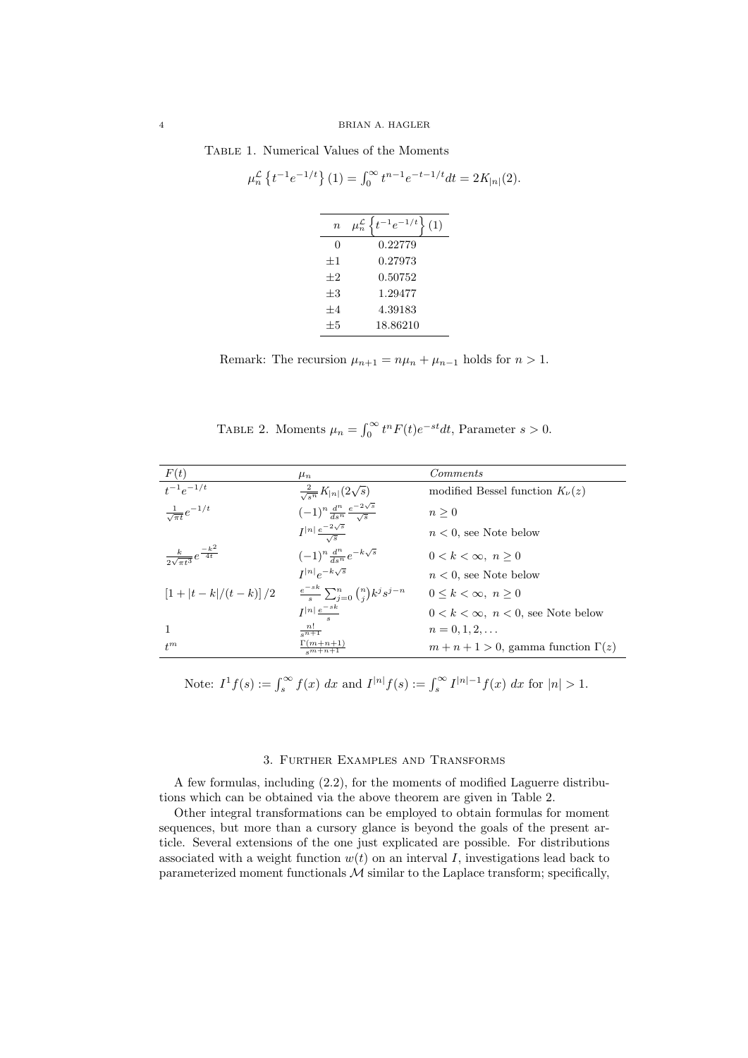Table 1. Numerical Values of the Moments

$$\mu_n^{\mathcal{L}}\left\{t^{-1}e^{-1/t}\right\}(1) = \int_0^\infty t^{n-1}e^{-t-1/t}dt = 2K_{|n|}(2).$$

| $n$ | $\mu_n^{\mathcal{L}}\left\{t^{-1}e^{-1/t}\right\}(1)$ |
|---|---|
| 0 | 0.22779 |
| $\pm 1$ | 0.27973 |
| $\pm 2$ | 0.50752 |
| $\pm 3$ | 1.29477 |
| $\pm 4$ | 4.39183 |
| $\pm 5$ | 18.86210 |

Remark: The recursion $\mu_{n+1} = n\mu_n + \mu_{n-1}$ holds for $n > 1$.

Table 2. Moments $\mu_n = \int_0^\infty t^n F(t) e^{-st}dt$, Parameter $s > 0$.

| $F(t)$ | $\mu_n$ | *Comments* |
|---|---|---|
| $t^{-1}e^{-1/t}$ | $\frac{2}{\sqrt{s^n}}K_{\lvert n\rvert}(2\sqrt{s})$ | modified Bessel function $K_\nu(z)$ |
| $\frac{1}{\sqrt{\pi t}}e^{-1/t}$ | $(-1)^n \frac{d^n}{ds^n}\frac{e^{-2\sqrt{s}}}{\sqrt{s}}$ | $n \geq 0$ |
| | $I^{\lvert n\rvert}\frac{e^{-2\sqrt{s}}}{\sqrt{s}}$ | $n < 0$, see Note below |
| $\frac{k}{2\sqrt{\pi t^3}}e^{\frac{-k^2}{4t}}$ | $(-1)^n \frac{d^n}{ds^n}e^{-k\sqrt{s}}$ | $0 < k < \infty,\ n \geq 0$ |
| | $I^{\lvert n\rvert}e^{-k\sqrt{s}}$ | $n < 0$, see Note below |
| $\left[1 + \lvert t-k\rvert/(t-k)\right]/2$ | $\frac{e^{-sk}}{s}\sum_{j=0}^{n}\binom{n}{j}k^j s^{j-n}$ | $0 \leq k < \infty,\ n \geq 0$ |
| | $I^{\lvert n\rvert}\frac{e^{-sk}}{s}$ | $0 < k < \infty,\ n < 0$, see Note below |
| $1$ | $\frac{n!}{s^{n+1}}$ | $n = 0, 1, 2, \ldots$ |
| $t^m$ | $\frac{\Gamma(m+n+1)}{s^{m+n+1}}$ | $m + n + 1 > 0$, gamma function $\Gamma(z)$ |

Note: $I^1 f(s) := \int_s^\infty f(x)\ dx$ and $I^{|n|}f(s) := \int_s^\infty I^{|n|-1}f(x)\ dx$ for $|n| > 1$.

## 3. Further Examples and Transforms

A few formulas, including (2.2), for the moments of modified Laguerre distributions which can be obtained via the above theorem are given in Table 2.

Other integral transformations can be employed to obtain formulas for moment sequences, but more than a cursory glance is beyond the goals of the present article. Several extensions of the one just explicated are possible. For distributions associated with a weight function $w(t)$ on an interval $I$, investigations lead back to parameterized moment functionals $\mathcal{M}$ similar to the Laplace transform; specifically,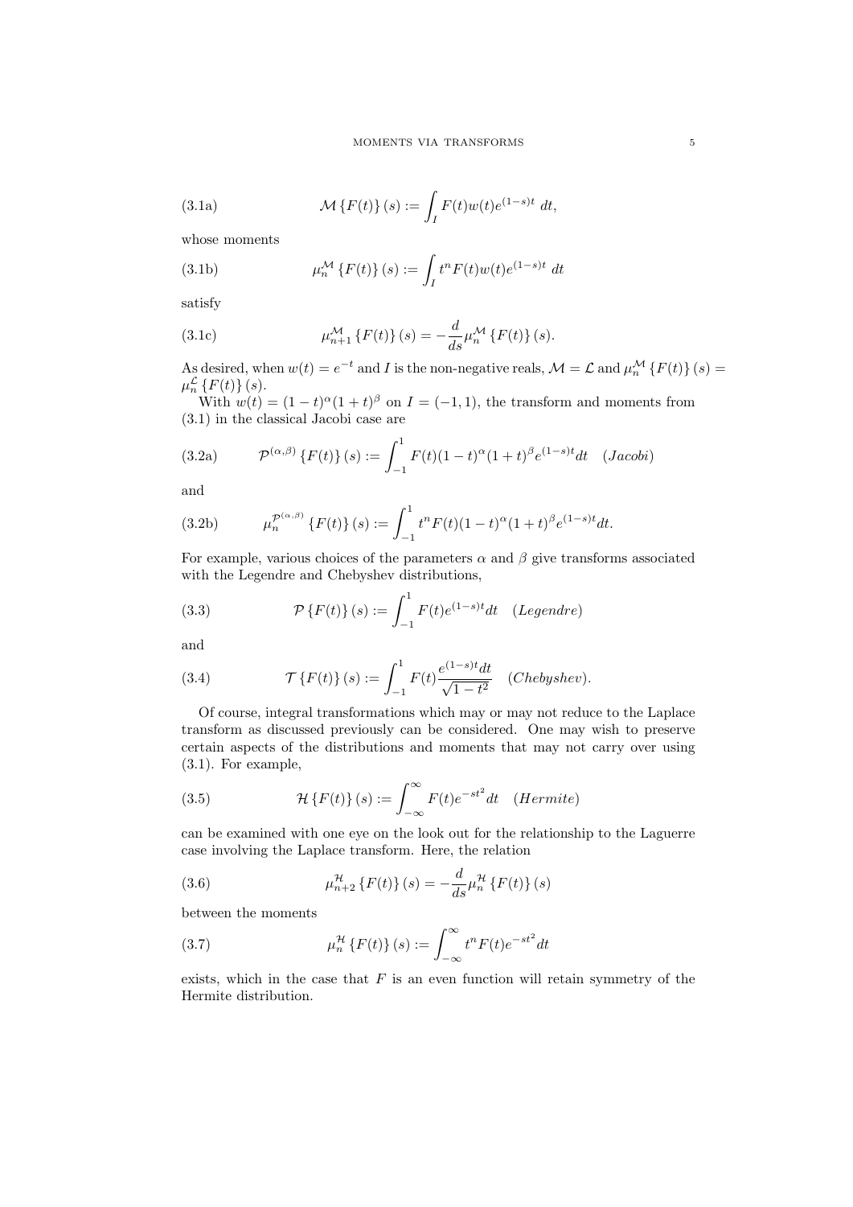$$\mathcal{M}\left\{F(t)\right\}(s) := \int_I F(t)w(t)e^{(1-s)t}\ dt, \tag{3.1a}$$

whose moments

$$\mu_n^{\mathcal{M}}\left\{F(t)\right\}(s) := \int_I t^n F(t)w(t)e^{(1-s)t}\ dt \tag{3.1b}$$

satisfy

$$\mu_{n+1}^{\mathcal{M}}\left\{F(t)\right\}(s) = -\frac{d}{ds}\mu_n^{\mathcal{M}}\left\{F(t)\right\}(s). \tag{3.1c}$$

As desired, when $w(t) = e^{-t}$ and $I$ is the non-negative reals, $\mathcal{M} = \mathcal{L}$ and $\mu_n^{\mathcal{M}}\left\{F(t)\right\}(s) = \mu_n^{\mathcal{L}}\left\{F(t)\right\}(s)$.

With $w(t) = (1-t)^{\alpha}(1+t)^{\beta}$ on $I = (-1,1)$, the transform and moments from (3.1) in the classical Jacobi case are

$$\mathcal{P}^{(\alpha,\beta)}\left\{F(t)\right\}(s) := \int_{-1}^{1} F(t)(1-t)^{\alpha}(1+t)^{\beta}e^{(1-s)t}dt \quad (Jacobi) \tag{3.2a}$$

and

$$\mu_n^{\mathcal{P}^{(\alpha,\beta)}}\left\{F(t)\right\}(s) := \int_{-1}^{1} t^n F(t)(1-t)^{\alpha}(1+t)^{\beta}e^{(1-s)t}dt. \tag{3.2b}$$

For example, various choices of the parameters $\alpha$ and $\beta$ give transforms associated with the Legendre and Chebyshev distributions,

$$\mathcal{P}\left\{F(t)\right\}(s) := \int_{-1}^{1} F(t)e^{(1-s)t}dt \quad (Legendre) \tag{3.3}$$

and

$$\mathcal{T}\left\{F(t)\right\}(s) := \int_{-1}^{1} F(t)\frac{e^{(1-s)t}dt}{\sqrt{1-t^2}} \quad (Chebyshev). \tag{3.4}$$

Of course, integral transformations which may or may not reduce to the Laplace transform as discussed previously can be considered. One may wish to preserve certain aspects of the distributions and moments that may not carry over using (3.1). For example,

$$\mathcal{H}\left\{F(t)\right\}(s) := \int_{-\infty}^{\infty} F(t)e^{-st^2}dt \quad (Hermite) \tag{3.5}$$

can be examined with one eye on the look out for the relationship to the Laguerre case involving the Laplace transform. Here, the relation

$$\mu_{n+2}^{\mathcal{H}}\left\{F(t)\right\}(s) = -\frac{d}{ds}\mu_n^{\mathcal{H}}\left\{F(t)\right\}(s) \tag{3.6}$$

between the moments

$$\mu_n^{\mathcal{H}}\left\{F(t)\right\}(s) := \int_{-\infty}^{\infty} t^n F(t)e^{-st^2}dt \tag{3.7}$$

exists, which in the case that $F$ is an even function will retain symmetry of the Hermite distribution.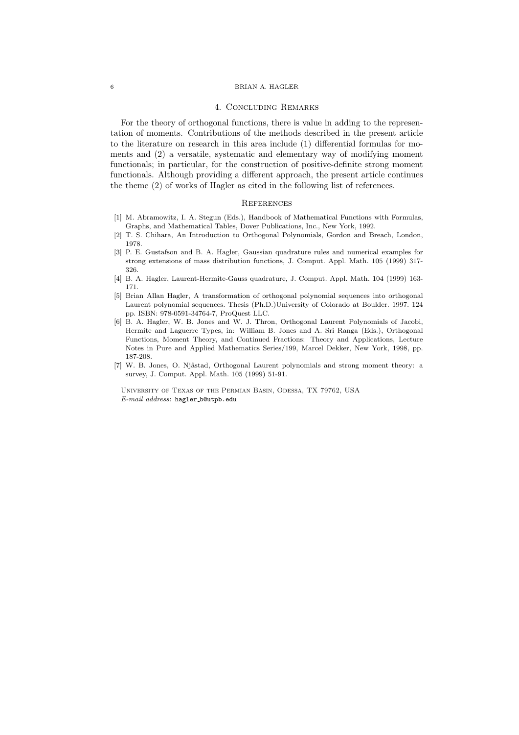## 4. Concluding Remarks

For the theory of orthogonal functions, there is value in adding to the representation of moments. Contributions of the methods described in the present article to the literature on research in this area include (1) differential formulas for moments and (2) a versatile, systematic and elementary way of modifying moment functionals; in particular, for the construction of positive-definite strong moment functionals. Although providing a different approach, the present article continues the theme (2) of works of Hagler as cited in the following list of references.

## References

[1] M. Abramowitz, I. A. Stegun (Eds.), Handbook of Mathematical Functions with Formulas, Graphs, and Mathematical Tables, Dover Publications, Inc., New York, 1992.

[2] T. S. Chihara, An Introduction to Orthogonal Polynomials, Gordon and Breach, London, 1978.

[3] P. E. Gustafson and B. A. Hagler, Gaussian quadrature rules and numerical examples for strong extensions of mass distribution functions, J. Comput. Appl. Math. 105 (1999) 317-326.

[4] B. A. Hagler, Laurent-Hermite-Gauss quadrature, J. Comput. Appl. Math. 104 (1999) 163-171.

[5] Brian Allan Hagler, A transformation of orthogonal polynomial sequences into orthogonal Laurent polynomial sequences. Thesis (Ph.D.)University of Colorado at Boulder. 1997. 124 pp. ISBN: 978-0591-34764-7, ProQuest LLC.

[6] B. A. Hagler, W. B. Jones and W. J. Thron, Orthogonal Laurent Polynomials of Jacobi, Hermite and Laguerre Types, in: William B. Jones and A. Sri Ranga (Eds.), Orthogonal Functions, Moment Theory, and Continued Fractions: Theory and Applications, Lecture Notes in Pure and Applied Mathematics Series/199, Marcel Dekker, New York, 1998, pp. 187-208.

[7] W. B. Jones, O. Njåstad, Orthogonal Laurent polynomials and strong moment theory: a survey, J. Comput. Appl. Math. 105 (1999) 51-91.

University of Texas of the Permian Basin, Odessa, TX 79762, USA
*E-mail address*: hagler_b@utpb.edu